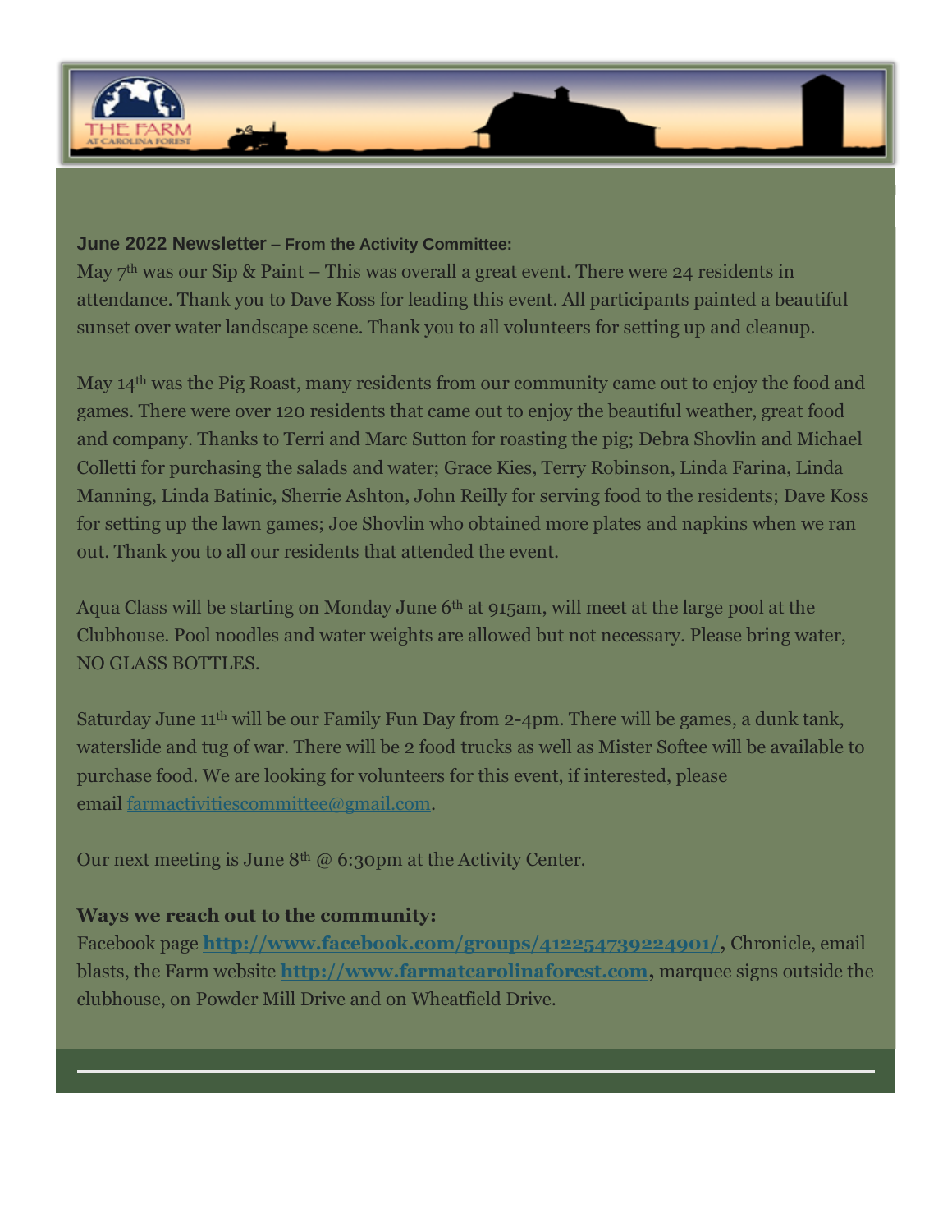**June 2022 Newsletter – From the Activity Committee:**

May 7th was our Sip & Paint – This was overall a great event. There were 24 residents in attendance. Thank you to Dave Koss for leading this event. All participants painted a beautiful sunset over water landscape scene. Thank you to all volunteers for setting up and cleanup.

May 14th was the Pig Roast, many residents from our community came out to enjoy the food and games. There were over 120 residents that came out to enjoy the beautiful weather, great food and company. Thanks to Terri and Marc Sutton for roasting the pig; Debra Shovlin and Michael Colletti for purchasing the salads and water; Grace Kies, Terry Robinson, Linda Farina, Linda Manning, Linda Batinic, Sherrie Ashton, John Reilly for serving food to the residents; Dave Koss for setting up the lawn games; Joe Shovlin who obtained more plates and napkins when we ran out. Thank you to all our residents that attended the event.

Aqua Class will be starting on Monday June 6th at 915am, will meet at the large pool at the Clubhouse. Pool noodles and water weights are allowed but not necessary. Please bring water, NO GLASS BOTTLES.

Saturday June 11th will be our Family Fun Day from 2-4pm. There will be games, a dunk tank, waterslide and tug of war. There will be 2 food trucks as well as Mister Softee will be available to purchase food. We are looking for volunteers for this event, if interested, please email farmactivitiescommittee@gmail.com.

Our next meeting is June 8th @ 6:30pm at the Activity Center.

**Ways we reach out to the community:**

Facebook page **http://www.facebook.com/groups/412254739224901/**, Chronicle, email blasts, the Farm website **http://www.farmatcarolinaforest.com**, marquee signs outside the clubhouse, on Powder Mill Drive and on Wheatfield Drive.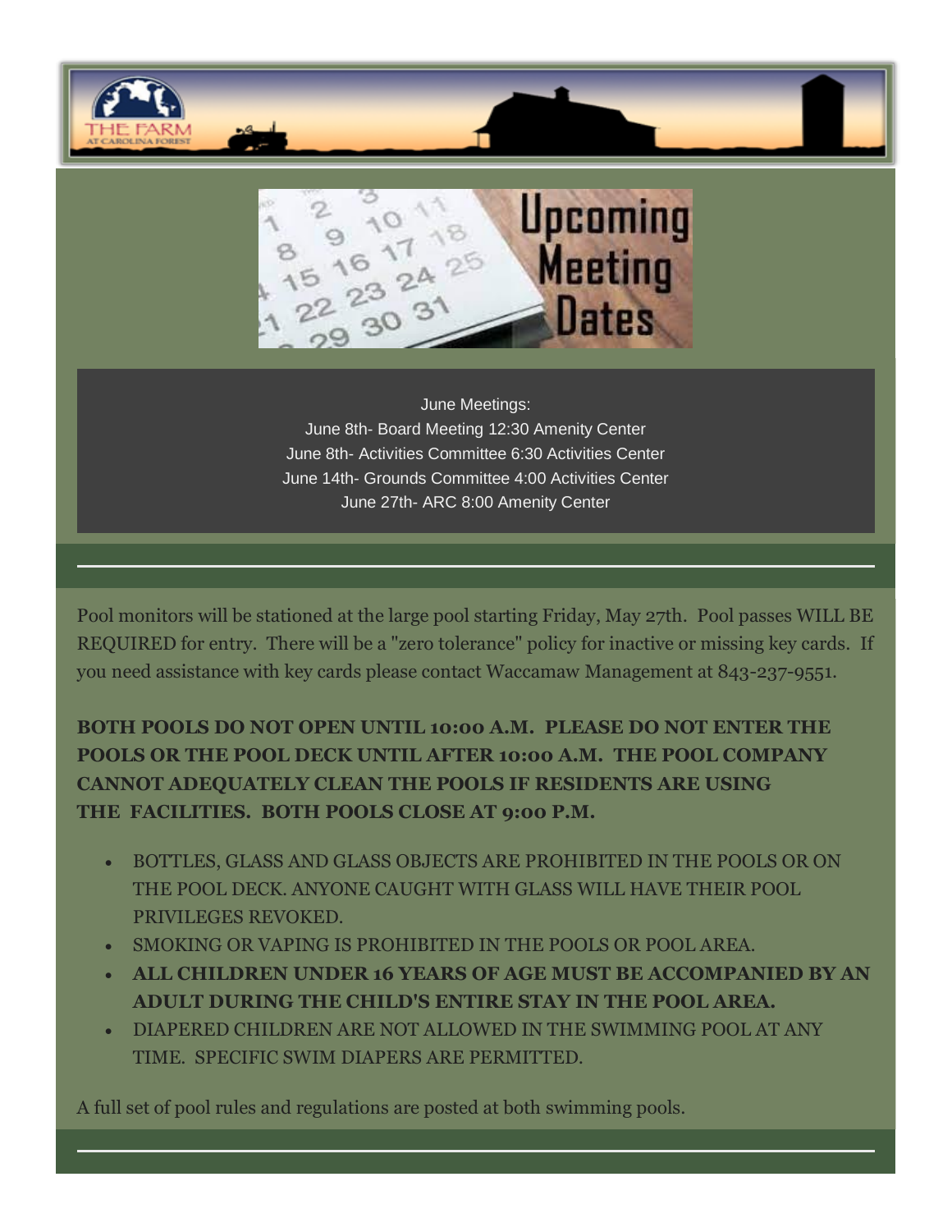## Upcoming Meeting Dates

June Meetings:
June 8th- Board Meeting 12:30 Amenity Center
June 8th- Activities Committee 6:30 Activities Center
June 14th- Grounds Committee 4:00 Activities Center
June 27th- ARC 8:00 Amenity Center

---

Pool monitors will be stationed at the large pool starting Friday, May 27th. Pool passes WILL BE REQUIRED for entry. There will be a "zero tolerance" policy for inactive or missing key cards. If you need assistance with key cards please contact Waccamaw Management at 843-237-9551.

**BOTH POOLS DO NOT OPEN UNTIL 10:00 A.M. PLEASE DO NOT ENTER THE POOLS OR THE POOL DECK UNTIL AFTER 10:00 A.M. THE POOL COMPANY CANNOT ADEQUATELY CLEAN THE POOLS IF RESIDENTS ARE USING THE FACILITIES. BOTH POOLS CLOSE AT 9:00 P.M.**

- BOTTLES, GLASS AND GLASS OBJECTS ARE PROHIBITED IN THE POOLS OR ON THE POOL DECK. ANYONE CAUGHT WITH GLASS WILL HAVE THEIR POOL PRIVILEGES REVOKED.
- SMOKING OR VAPING IS PROHIBITED IN THE POOLS OR POOL AREA.
- **ALL CHILDREN UNDER 16 YEARS OF AGE MUST BE ACCOMPANIED BY AN ADULT DURING THE CHILD'S ENTIRE STAY IN THE POOL AREA.**
- DIAPERED CHILDREN ARE NOT ALLOWED IN THE SWIMMING POOL AT ANY TIME. SPECIFIC SWIM DIAPERS ARE PERMITTED.

A full set of pool rules and regulations are posted at both swimming pools.

---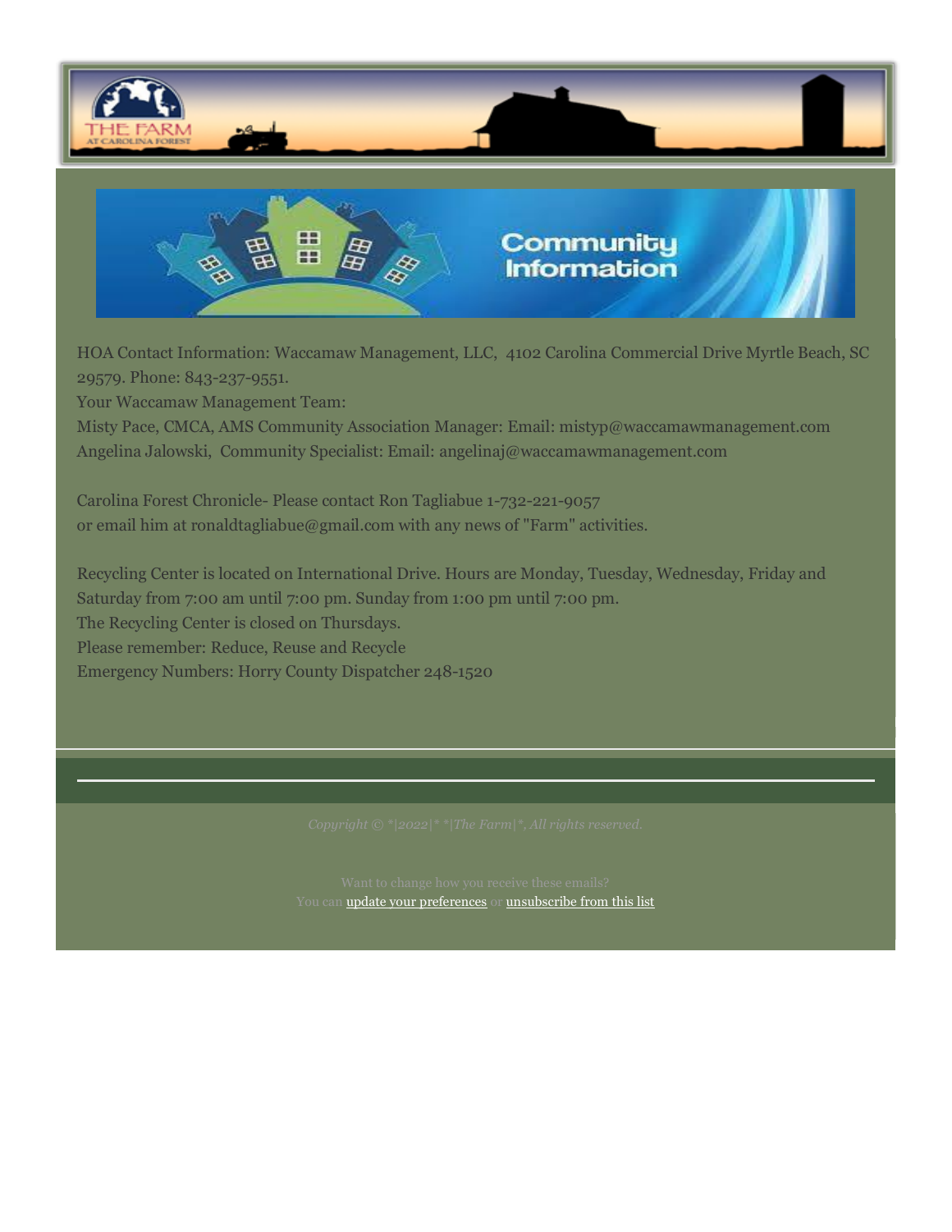HOA Contact Information: Waccamaw Management, LLC, 4102 Carolina Commercial Drive Myrtle Beach, SC 29579. Phone: 843-237-9551.
Your Waccamaw Management Team:
Misty Pace, CMCA, AMS Community Association Manager: Email: mistyp@waccamawmanagement.com
Angelina Jalowski, Community Specialist: Email: angelinaj@waccamawmanagement.com

Carolina Forest Chronicle- Please contact Ron Tagliabue 1-732-221-9057
or email him at ronaldtagliabue@gmail.com with any news of "Farm" activities.

Recycling Center is located on International Drive. Hours are Monday, Tuesday, Wednesday, Friday and Saturday from 7:00 am until 7:00 pm. Sunday from 1:00 pm until 7:00 pm.
The Recycling Center is closed on Thursdays.
Please remember: Reduce, Reuse and Recycle
Emergency Numbers: Horry County Dispatcher 248-1520

---

*Copyright © *|2022|* *|The Farm|*, All rights reserved.*

Want to change how you receive these emails?
You can update your preferences or unsubscribe from this list